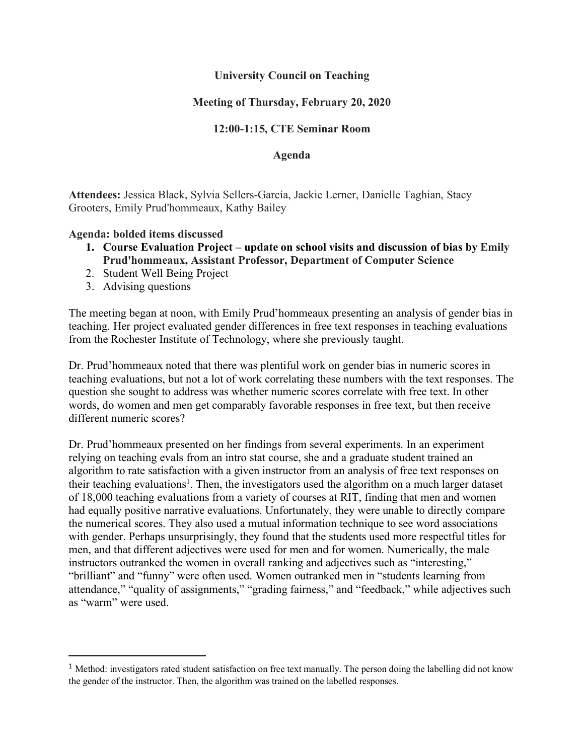**University Council on Teaching**

**Meeting of Thursday, February 20, 2020**

**12:00-1:15, CTE Seminar Room**

**Agenda**

**Attendees:** Jessica Black, Sylvia Sellers-García, Jackie Lerner, Danielle Taghian, Stacy Grooters, Emily Prud'hommeaux, Kathy Bailey

**Agenda: bolded items discussed**

1. **Course Evaluation Project – update on school visits and discussion of bias by Emily Prud'hommeaux, Assistant Professor, Department of Computer Science**
2. Student Well Being Project
3. Advising questions

The meeting began at noon, with Emily Prud'hommeaux presenting an analysis of gender bias in teaching. Her project evaluated gender differences in free text responses in teaching evaluations from the Rochester Institute of Technology, where she previously taught.

Dr. Prud'hommeaux noted that there was plentiful work on gender bias in numeric scores in teaching evaluations, but not a lot of work correlating these numbers with the text responses. The question she sought to address was whether numeric scores correlate with free text. In other words, do women and men get comparably favorable responses in free text, but then receive different numeric scores?

Dr. Prud'hommeaux presented on her findings from several experiments. In an experiment relying on teaching evals from an intro stat course, she and a graduate student trained an algorithm to rate satisfaction with a given instructor from an analysis of free text responses on their teaching evaluations[1]. Then, the investigators used the algorithm on a much larger dataset of 18,000 teaching evaluations from a variety of courses at RIT, finding that men and women had equally positive narrative evaluations. Unfortunately, they were unable to directly compare the numerical scores. They also used a mutual information technique to see word associations with gender. Perhaps unsurprisingly, they found that the students used more respectful titles for men, and that different adjectives were used for men and for women. Numerically, the male instructors outranked the women in overall ranking and adjectives such as "interesting," "brilliant" and "funny" were often used. Women outranked men in "students learning from attendance," "quality of assignments," "grading fairness," and "feedback," while adjectives such as "warm" were used.

---

[1] Method: investigators rated student satisfaction on free text manually. The person doing the labelling did not know the gender of the instructor. Then, the algorithm was trained on the labelled responses.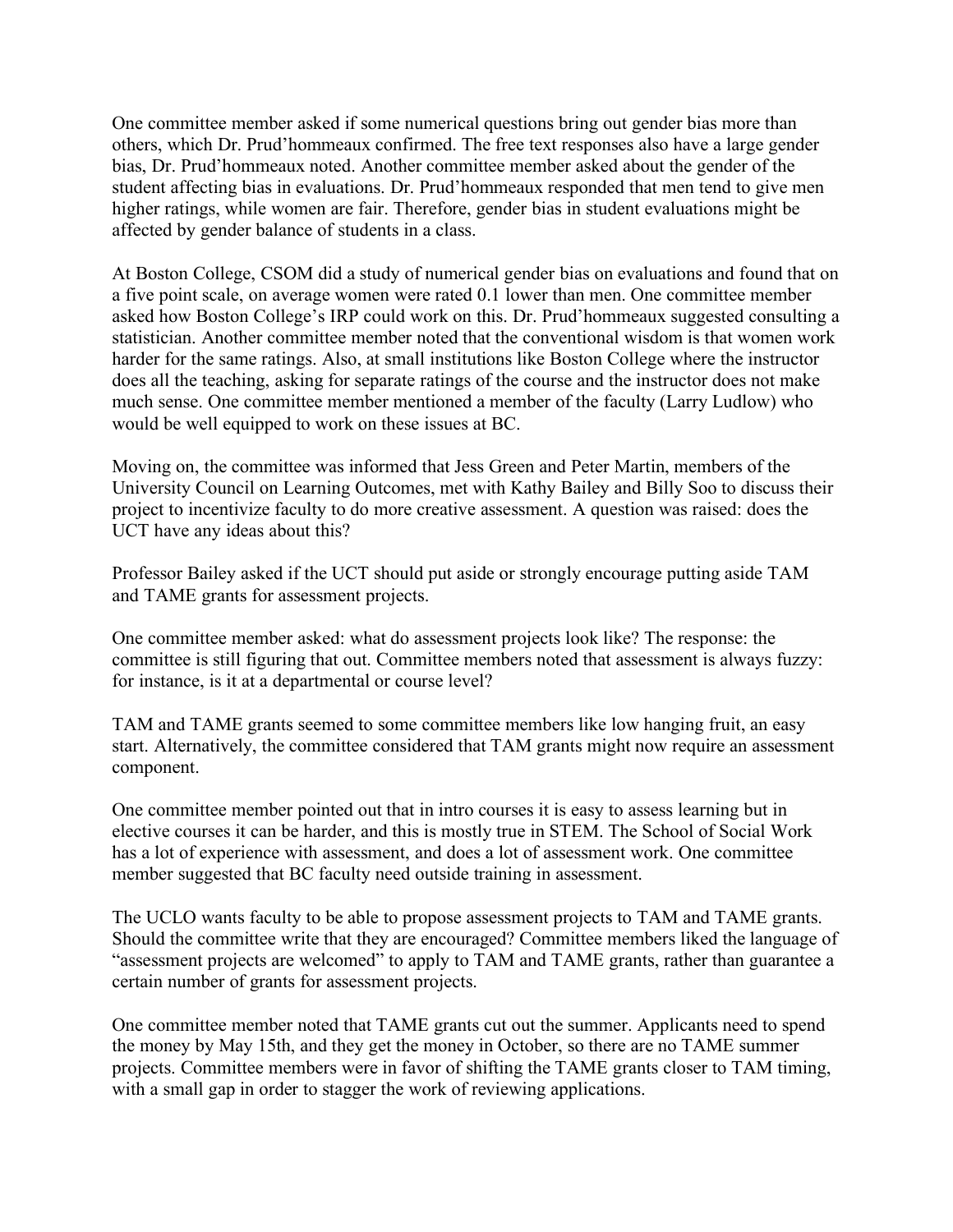One committee member asked if some numerical questions bring out gender bias more than others, which Dr. Prud'hommeaux confirmed. The free text responses also have a large gender bias, Dr. Prud'hommeaux noted. Another committee member asked about the gender of the student affecting bias in evaluations. Dr. Prud'hommeaux responded that men tend to give men higher ratings, while women are fair. Therefore, gender bias in student evaluations might be affected by gender balance of students in a class.

At Boston College, CSOM did a study of numerical gender bias on evaluations and found that on a five point scale, on average women were rated 0.1 lower than men. One committee member asked how Boston College's IRP could work on this. Dr. Prud'hommeaux suggested consulting a statistician. Another committee member noted that the conventional wisdom is that women work harder for the same ratings. Also, at small institutions like Boston College where the instructor does all the teaching, asking for separate ratings of the course and the instructor does not make much sense. One committee member mentioned a member of the faculty (Larry Ludlow) who would be well equipped to work on these issues at BC.

Moving on, the committee was informed that Jess Green and Peter Martin, members of the University Council on Learning Outcomes, met with Kathy Bailey and Billy Soo to discuss their project to incentivize faculty to do more creative assessment. A question was raised: does the UCT have any ideas about this?

Professor Bailey asked if the UCT should put aside or strongly encourage putting aside TAM and TAME grants for assessment projects.

One committee member asked: what do assessment projects look like? The response: the committee is still figuring that out. Committee members noted that assessment is always fuzzy: for instance, is it at a departmental or course level?

TAM and TAME grants seemed to some committee members like low hanging fruit, an easy start. Alternatively, the committee considered that TAM grants might now require an assessment component.

One committee member pointed out that in intro courses it is easy to assess learning but in elective courses it can be harder, and this is mostly true in STEM. The School of Social Work has a lot of experience with assessment, and does a lot of assessment work. One committee member suggested that BC faculty need outside training in assessment.

The UCLO wants faculty to be able to propose assessment projects to TAM and TAME grants. Should the committee write that they are encouraged? Committee members liked the language of "assessment projects are welcomed" to apply to TAM and TAME grants, rather than guarantee a certain number of grants for assessment projects.

One committee member noted that TAME grants cut out the summer. Applicants need to spend the money by May 15th, and they get the money in October, so there are no TAME summer projects. Committee members were in favor of shifting the TAME grants closer to TAM timing, with a small gap in order to stagger the work of reviewing applications.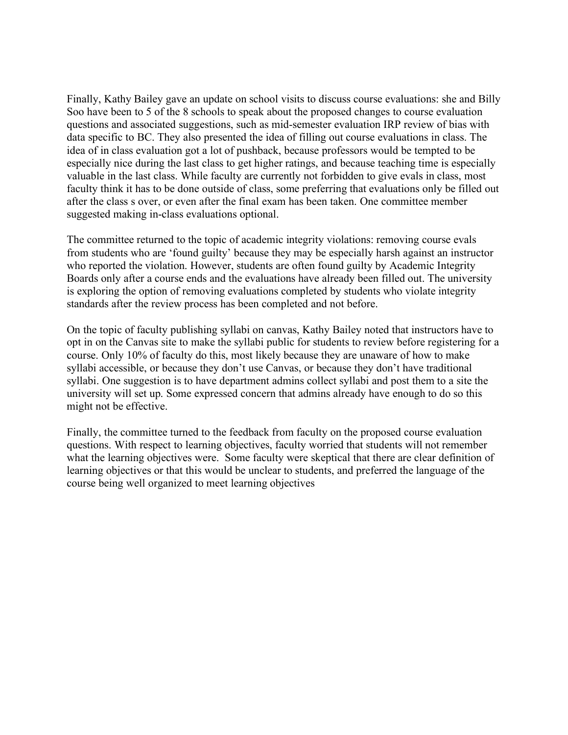Finally, Kathy Bailey gave an update on school visits to discuss course evaluations: she and Billy Soo have been to 5 of the 8 schools to speak about the proposed changes to course evaluation questions and associated suggestions, such as mid-semester evaluation IRP review of bias with data specific to BC. They also presented the idea of filling out course evaluations in class. The idea of in class evaluation got a lot of pushback, because professors would be tempted to be especially nice during the last class to get higher ratings, and because teaching time is especially valuable in the last class. While faculty are currently not forbidden to give evals in class, most faculty think it has to be done outside of class, some preferring that evaluations only be filled out after the class s over, or even after the final exam has been taken. One committee member suggested making in-class evaluations optional.

The committee returned to the topic of academic integrity violations: removing course evals from students who are 'found guilty' because they may be especially harsh against an instructor who reported the violation. However, students are often found guilty by Academic Integrity Boards only after a course ends and the evaluations have already been filled out. The university is exploring the option of removing evaluations completed by students who violate integrity standards after the review process has been completed and not before.

On the topic of faculty publishing syllabi on canvas, Kathy Bailey noted that instructors have to opt in on the Canvas site to make the syllabi public for students to review before registering for a course. Only 10% of faculty do this, most likely because they are unaware of how to make syllabi accessible, or because they don't use Canvas, or because they don't have traditional syllabi. One suggestion is to have department admins collect syllabi and post them to a site the university will set up. Some expressed concern that admins already have enough to do so this might not be effective.

Finally, the committee turned to the feedback from faculty on the proposed course evaluation questions. With respect to learning objectives, faculty worried that students will not remember what the learning objectives were. Some faculty were skeptical that there are clear definition of learning objectives or that this would be unclear to students, and preferred the language of the course being well organized to meet learning objectives